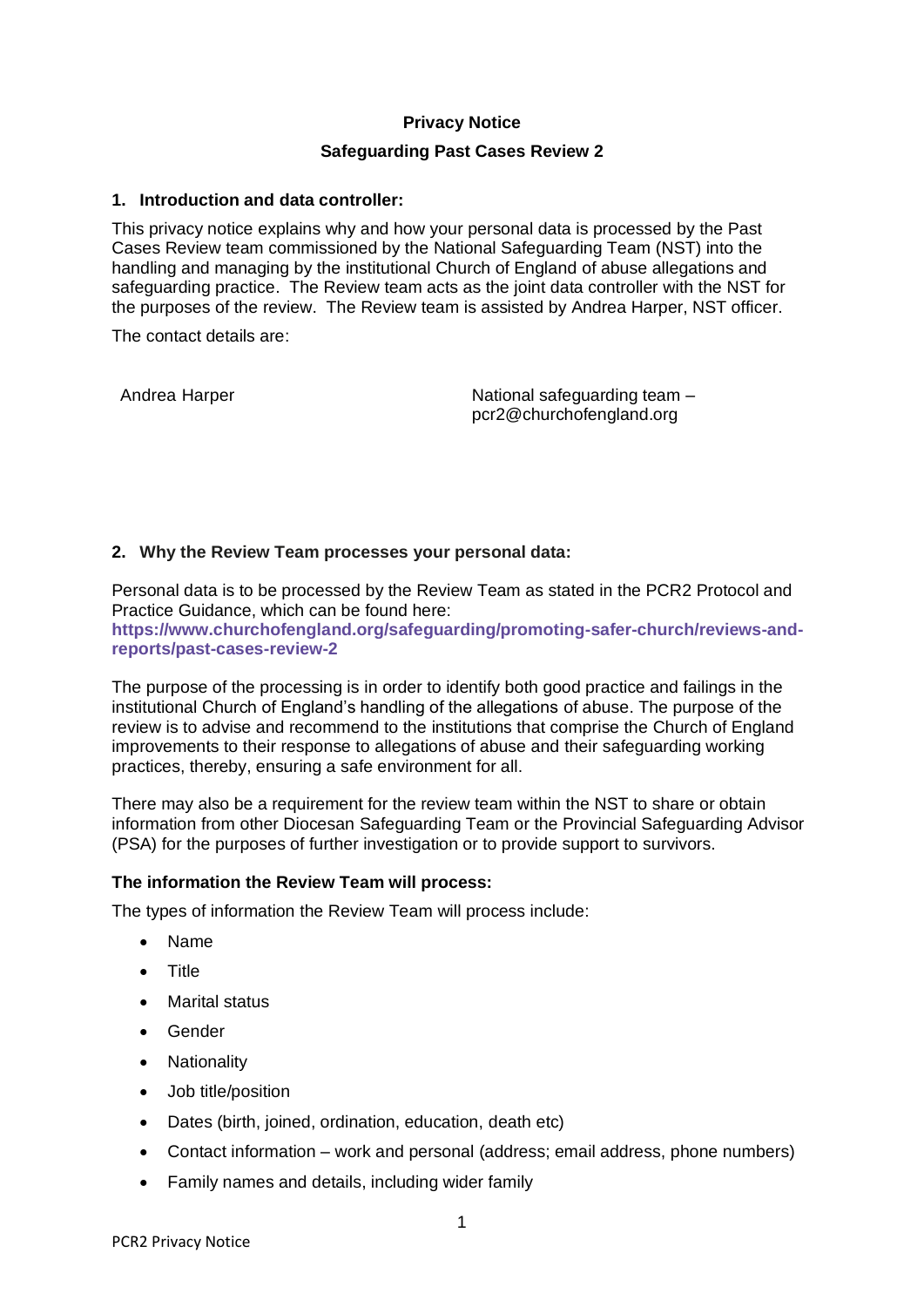# Privacy Notice

## Safeguarding Past Cases Review 2

### 1. Introduction and data controller:

This privacy notice explains why and how your personal data is processed by the Past Cases Review team commissioned by the National Safeguarding Team (NST) into the handling and managing by the institutional Church of England of abuse allegations and safeguarding practice. The Review team acts as the joint data controller with the NST for the purposes of the review. The Review team is assisted by Andrea Harper, NST officer.

The contact details are:

| | |
|---|---|
| Andrea Harper | National safeguarding team – pcr2@churchofengland.org |

### 2. Why the Review Team processes your personal data:

Personal data is to be processed by the Review Team as stated in the PCR2 Protocol and Practice Guidance, which can be found here: **https://www.churchofengland.org/safeguarding/promoting-safer-church/reviews-and-reports/past-cases-review-2**

The purpose of the processing is in order to identify both good practice and failings in the institutional Church of England's handling of the allegations of abuse. The purpose of the review is to advise and recommend to the institutions that comprise the Church of England improvements to their response to allegations of abuse and their safeguarding working practices, thereby, ensuring a safe environment for all.

There may also be a requirement for the review team within the NST to share or obtain information from other Diocesan Safeguarding Team or the Provincial Safeguarding Advisor (PSA) for the purposes of further investigation or to provide support to survivors.

**The information the Review Team will process:**

The types of information the Review Team will process include:

- Name
- Title
- Marital status
- Gender
- Nationality
- Job title/position
- Dates (birth, joined, ordination, education, death etc)
- Contact information – work and personal (address; email address, phone numbers)
- Family names and details, including wider family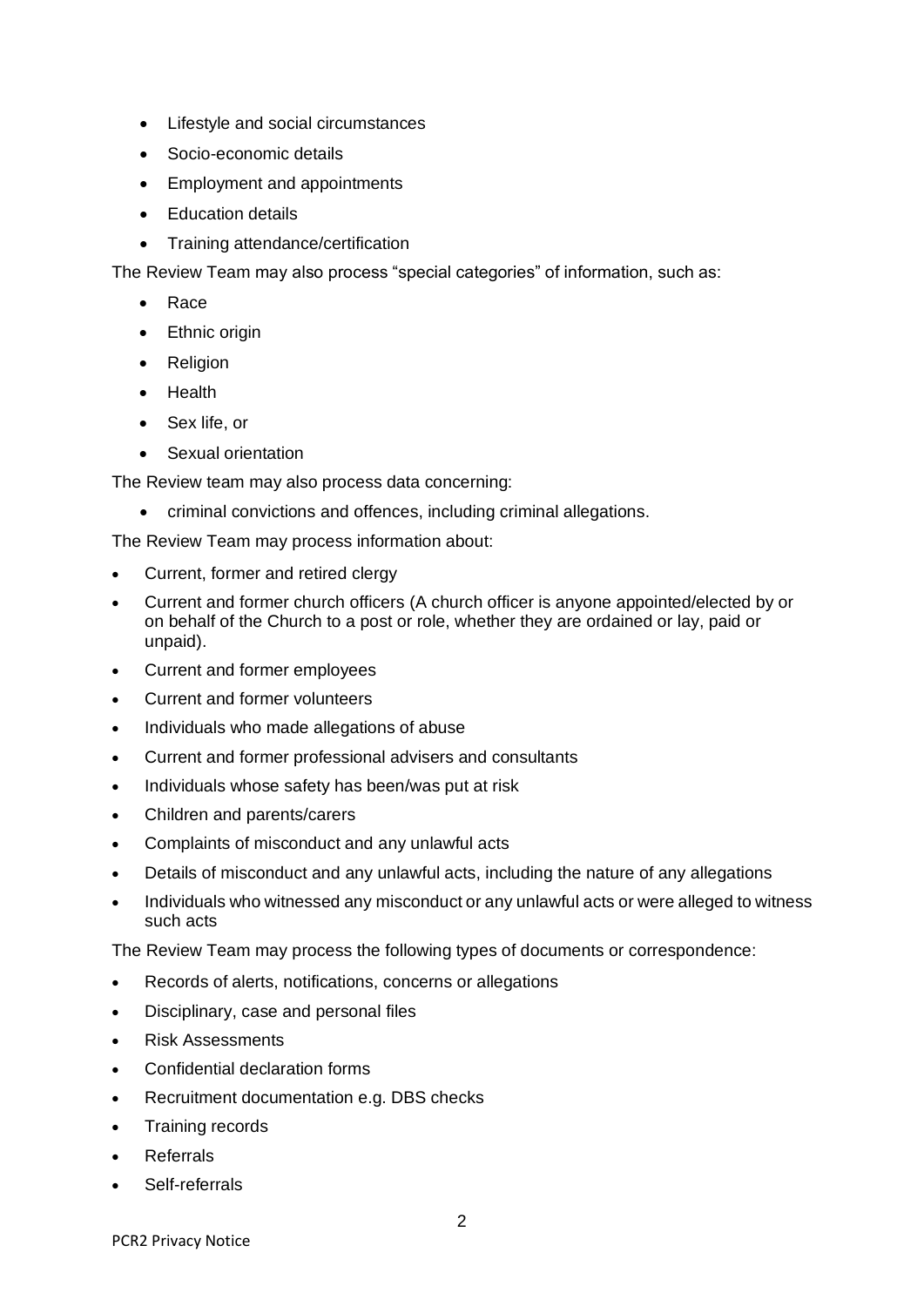- Lifestyle and social circumstances
- Socio-economic details
- Employment and appointments
- Education details
- Training attendance/certification

The Review Team may also process "special categories" of information, such as:

- Race
- Ethnic origin
- Religion
- Health
- Sex life, or
- Sexual orientation

The Review team may also process data concerning:

- criminal convictions and offences, including criminal allegations.

The Review Team may process information about:

- Current, former and retired clergy
- Current and former church officers (A church officer is anyone appointed/elected by or on behalf of the Church to a post or role, whether they are ordained or lay, paid or unpaid).
- Current and former employees
- Current and former volunteers
- Individuals who made allegations of abuse
- Current and former professional advisers and consultants
- Individuals whose safety has been/was put at risk
- Children and parents/carers
- Complaints of misconduct and any unlawful acts
- Details of misconduct and any unlawful acts, including the nature of any allegations
- Individuals who witnessed any misconduct or any unlawful acts or were alleged to witness such acts

The Review Team may process the following types of documents or correspondence:

- Records of alerts, notifications, concerns or allegations
- Disciplinary, case and personal files
- Risk Assessments
- Confidential declaration forms
- Recruitment documentation e.g. DBS checks
- Training records
- Referrals
- Self-referrals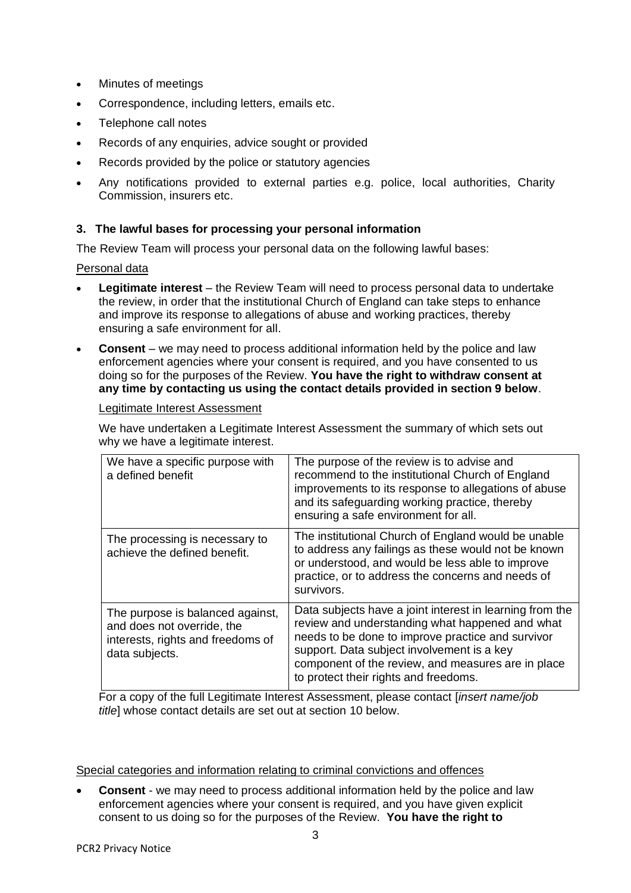- Minutes of meetings
- Correspondence, including letters, emails etc.
- Telephone call notes
- Records of any enquiries, advice sought or provided
- Records provided by the police or statutory agencies
- Any notifications provided to external parties e.g. police, local authorities, Charity Commission, insurers etc.

### 3. The lawful bases for processing your personal information

The Review Team will process your personal data on the following lawful bases:

Personal data

- **Legitimate interest** – the Review Team will need to process personal data to undertake the review, in order that the institutional Church of England can take steps to enhance and improve its response to allegations of abuse and working practices, thereby ensuring a safe environment for all.
- **Consent** – we may need to process additional information held by the police and law enforcement agencies where your consent is required, and you have consented to us doing so for the purposes of the Review. **You have the right to withdraw consent at any time by contacting us using the contact details provided in section 9 below**.

Legitimate Interest Assessment

We have undertaken a Legitimate Interest Assessment the summary of which sets out why we have a legitimate interest.

| | |
|---|---|
| We have a specific purpose with a defined benefit | The purpose of the review is to advise and recommend to the institutional Church of England improvements to its response to allegations of abuse and its safeguarding working practice, thereby ensuring a safe environment for all. |
| The processing is necessary to achieve the defined benefit. | The institutional Church of England would be unable to address any failings as these would not be known or understood, and would be less able to improve practice, or to address the concerns and needs of survivors. |
| The purpose is balanced against, and does not override, the interests, rights and freedoms of data subjects. | Data subjects have a joint interest in learning from the review and understanding what happened and what needs to be done to improve practice and survivor support. Data subject involvement is a key component of the review, and measures are in place to protect their rights and freedoms. |

For a copy of the full Legitimate Interest Assessment, please contact [*insert name/job title*] whose contact details are set out at section 10 below.

Special categories and information relating to criminal convictions and offences

- **Consent** - we may need to process additional information held by the police and law enforcement agencies where your consent is required, and you have given explicit consent to us doing so for the purposes of the Review. **You have the right to**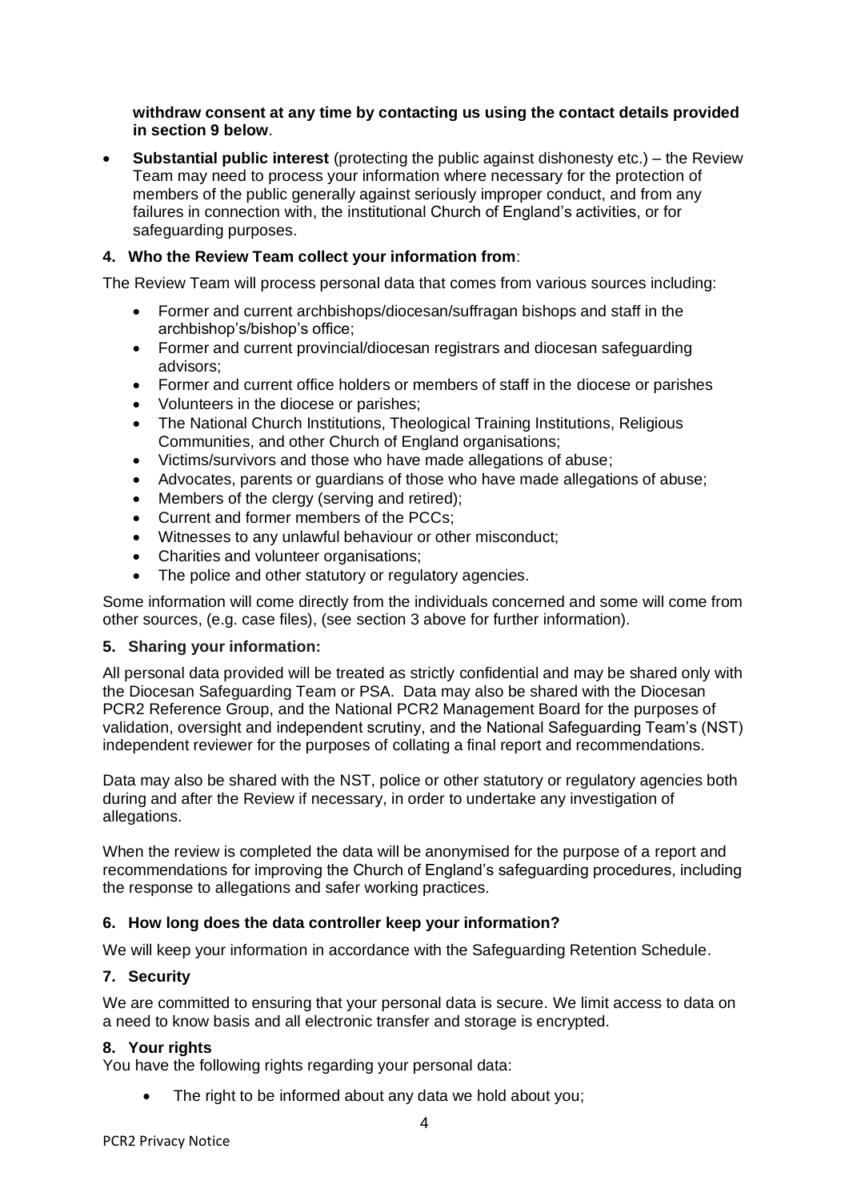**withdraw consent at any time by contacting us using the contact details provided in section 9 below**.

- **Substantial public interest** (protecting the public against dishonesty etc.) – the Review Team may need to process your information where necessary for the protection of members of the public generally against seriously improper conduct, and from any failures in connection with, the institutional Church of England's activities, or for safeguarding purposes.

### 4. Who the Review Team collect your information from:

The Review Team will process personal data that comes from various sources including:

- Former and current archbishops/diocesan/suffragan bishops and staff in the archbishop's/bishop's office;
- Former and current provincial/diocesan registrars and diocesan safeguarding advisors;
- Former and current office holders or members of staff in the diocese or parishes
- Volunteers in the diocese or parishes;
- The National Church Institutions, Theological Training Institutions, Religious Communities, and other Church of England organisations;
- Victims/survivors and those who have made allegations of abuse;
- Advocates, parents or guardians of those who have made allegations of abuse;
- Members of the clergy (serving and retired);
- Current and former members of the PCCs;
- Witnesses to any unlawful behaviour or other misconduct;
- Charities and volunteer organisations;
- The police and other statutory or regulatory agencies.

Some information will come directly from the individuals concerned and some will come from other sources, (e.g. case files), (see section 3 above for further information).

### 5. Sharing your information:

All personal data provided will be treated as strictly confidential and may be shared only with the Diocesan Safeguarding Team or PSA. Data may also be shared with the Diocesan PCR2 Reference Group, and the National PCR2 Management Board for the purposes of validation, oversight and independent scrutiny, and the National Safeguarding Team's (NST) independent reviewer for the purposes of collating a final report and recommendations.

Data may also be shared with the NST, police or other statutory or regulatory agencies both during and after the Review if necessary, in order to undertake any investigation of allegations.

When the review is completed the data will be anonymised for the purpose of a report and recommendations for improving the Church of England's safeguarding procedures, including the response to allegations and safer working practices.

### 6. How long does the data controller keep your information?

We will keep your information in accordance with the Safeguarding Retention Schedule.

### 7. Security

We are committed to ensuring that your personal data is secure. We limit access to data on a need to know basis and all electronic transfer and storage is encrypted.

### 8. Your rights

You have the following rights regarding your personal data:

- The right to be informed about any data we hold about you;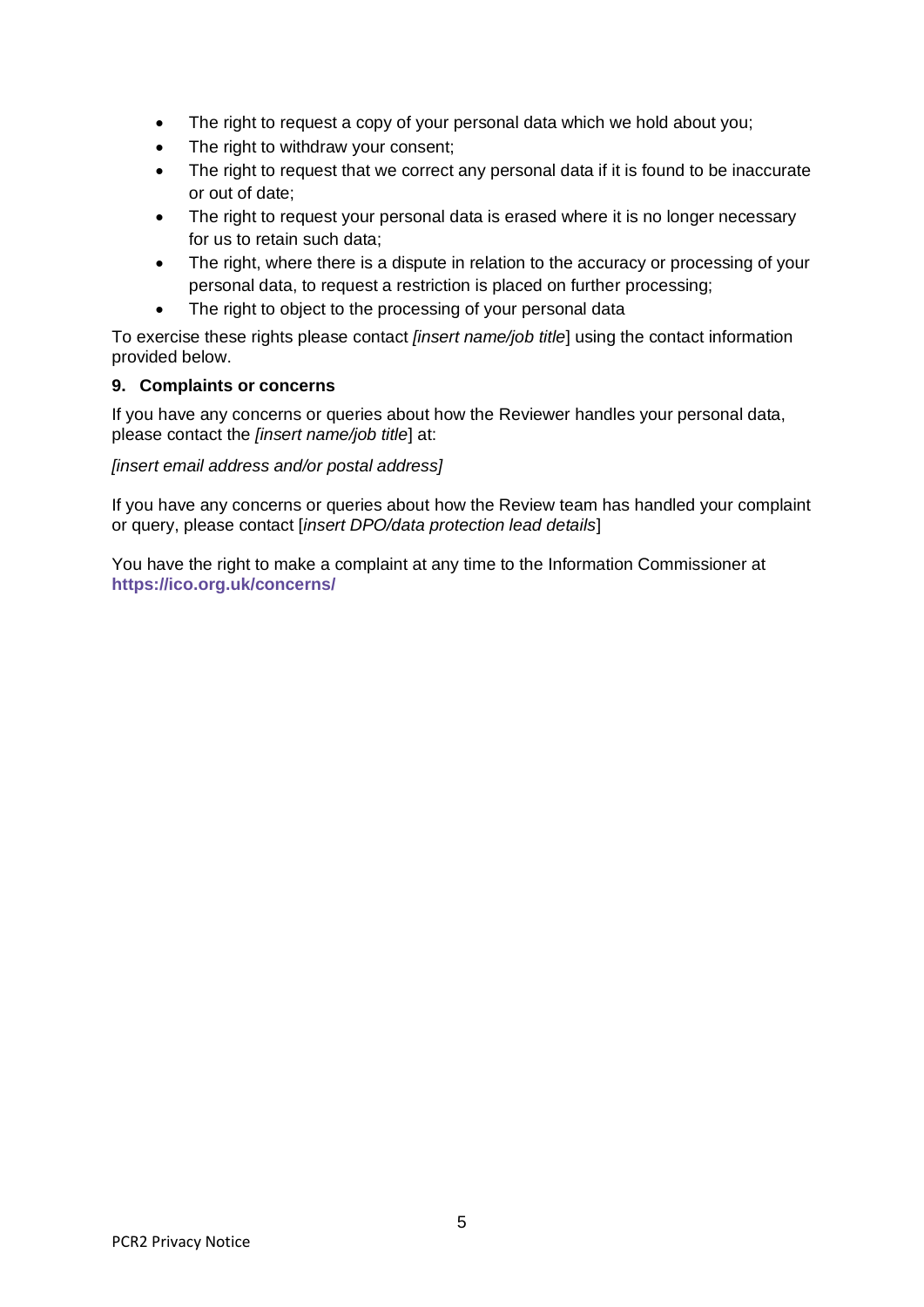- The right to request a copy of your personal data which we hold about you;
- The right to withdraw your consent;
- The right to request that we correct any personal data if it is found to be inaccurate or out of date;
- The right to request your personal data is erased where it is no longer necessary for us to retain such data;
- The right, where there is a dispute in relation to the accuracy or processing of your personal data, to request a restriction is placed on further processing;
- The right to object to the processing of your personal data

To exercise these rights please contact *[insert name/job title*] using the contact information provided below.

### 9. Complaints or concerns

If you have any concerns or queries about how the Reviewer handles your personal data, please contact the *[insert name/job title*] at:

*[insert email address and/or postal address]*

If you have any concerns or queries about how the Review team has handled your complaint or query, please contact [*insert DPO/data protection lead details*]

You have the right to make a complaint at any time to the Information Commissioner at **https://ico.org.uk/concerns/**